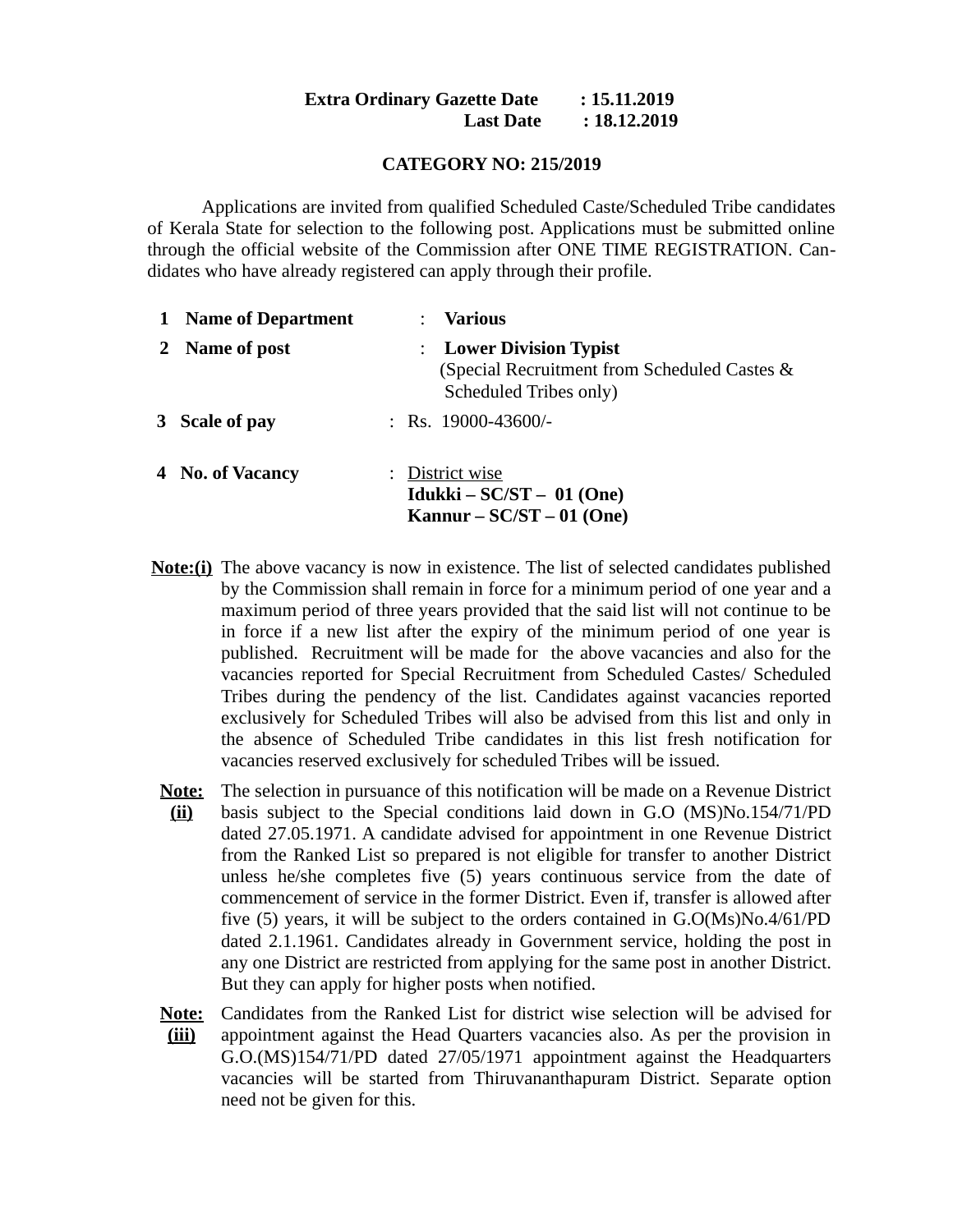**Extra Ordinary Gazette Date : 15.11.2019**
**Last Date : 18.12.2019**

**CATEGORY NO: 215/2019**

Applications are invited from qualified Scheduled Caste/Scheduled Tribe candidates of Kerala State for selection to the following post. Applications must be submitted online through the official website of the Commission after ONE TIME REGISTRATION. Candidates who have already registered can apply through their profile.

| | | | |
|---|---|---|---|
| **1** | **Name of Department** | : | **Various** |
| **2** | **Name of post** | : | **Lower Division Typist** (Special Recruitment from Scheduled Castes & Scheduled Tribes only) |
| **3** | **Scale of pay** | : | Rs. 19000-43600/- |
| **4** | **No. of Vacancy** | : | District wise<br>**Idukki – SC/ST – 01 (One)**<br>**Kannur – SC/ST – 01 (One)** |

**Note:(i)** The above vacancy is now in existence. The list of selected candidates published by the Commission shall remain in force for a minimum period of one year and a maximum period of three years provided that the said list will not continue to be in force if a new list after the expiry of the minimum period of one year is published. Recruitment will be made for the above vacancies and also for the vacancies reported for Special Recruitment from Scheduled Castes/ Scheduled Tribes during the pendency of the list. Candidates against vacancies reported exclusively for Scheduled Tribes will also be advised from this list and only in the absence of Scheduled Tribe candidates in this list fresh notification for vacancies reserved exclusively for scheduled Tribes will be issued.

**Note: (ii)** The selection in pursuance of this notification will be made on a Revenue District basis subject to the Special conditions laid down in G.O (MS)No.154/71/PD dated 27.05.1971. A candidate advised for appointment in one Revenue District from the Ranked List so prepared is not eligible for transfer to another District unless he/she completes five (5) years continuous service from the date of commencement of service in the former District. Even if, transfer is allowed after five (5) years, it will be subject to the orders contained in G.O(Ms)No.4/61/PD dated 2.1.1961. Candidates already in Government service, holding the post in any one District are restricted from applying for the same post in another District. But they can apply for higher posts when notified.

**Note: (iii)** Candidates from the Ranked List for district wise selection will be advised for appointment against the Head Quarters vacancies also. As per the provision in G.O.(MS)154/71/PD dated 27/05/1971 appointment against the Headquarters vacancies will be started from Thiruvananthapuram District. Separate option need not be given for this.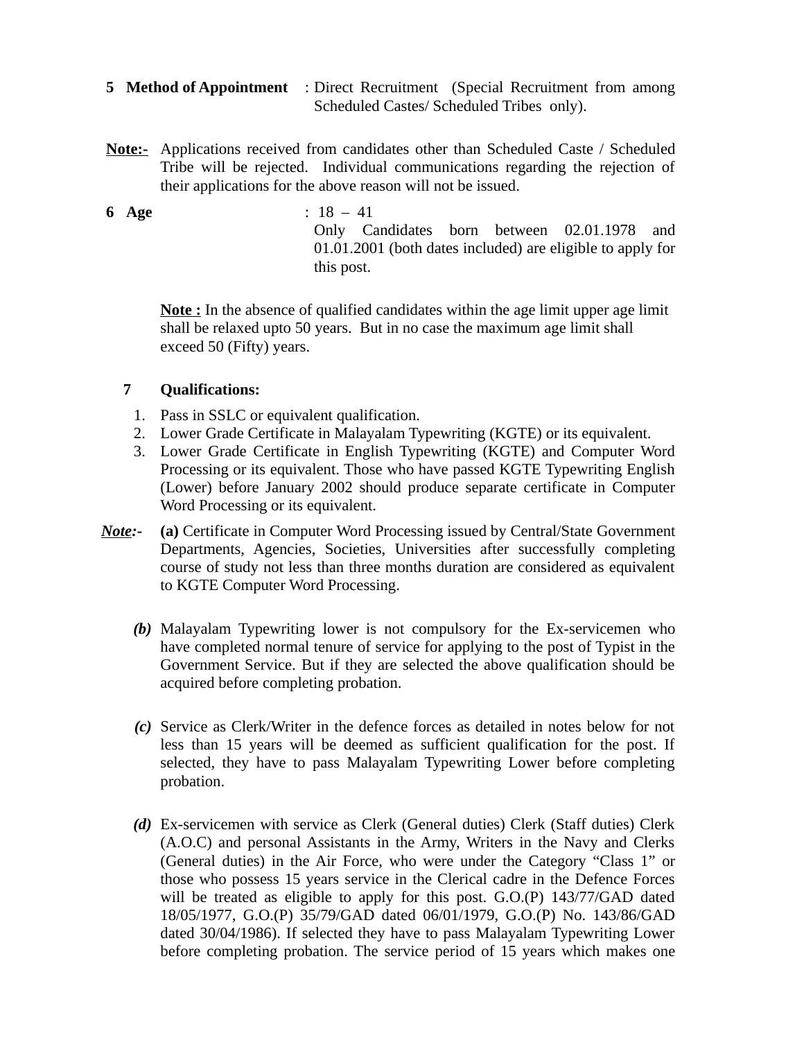**5 Method of Appointment** : Direct Recruitment (Special Recruitment from among Scheduled Castes/ Scheduled Tribes only).

**Note:-** Applications received from candidates other than Scheduled Caste / Scheduled Tribe will be rejected. Individual communications regarding the rejection of their applications for the above reason will not be issued.

**6 Age** : 18 – 41
Only Candidates born between 02.01.1978 and 01.01.2001 (both dates included) are eligible to apply for this post.

**Note :** In the absence of qualified candidates within the age limit upper age limit shall be relaxed upto 50 years. But in no case the maximum age limit shall exceed 50 (Fifty) years.

**7 Qualifications:**

1. Pass in SSLC or equivalent qualification.
2. Lower Grade Certificate in Malayalam Typewriting (KGTE) or its equivalent.
3. Lower Grade Certificate in English Typewriting (KGTE) and Computer Word Processing or its equivalent. Those who have passed KGTE Typewriting English (Lower) before January 2002 should produce separate certificate in Computer Word Processing or its equivalent.

***Note*:-** **(a)** Certificate in Computer Word Processing issued by Central/State Government Departments, Agencies, Societies, Universities after successfully completing course of study not less than three months duration are considered as equivalent to KGTE Computer Word Processing.

***(b)*** Malayalam Typewriting lower is not compulsory for the Ex-servicemen who have completed normal tenure of service for applying to the post of Typist in the Government Service. But if they are selected the above qualification should be acquired before completing probation.

***(c)*** Service as Clerk/Writer in the defence forces as detailed in notes below for not less than 15 years will be deemed as sufficient qualification for the post. If selected, they have to pass Malayalam Typewriting Lower before completing probation.

***(d)*** Ex-servicemen with service as Clerk (General duties) Clerk (Staff duties) Clerk (A.O.C) and personal Assistants in the Army, Writers in the Navy and Clerks (General duties) in the Air Force, who were under the Category "Class 1" or those who possess 15 years service in the Clerical cadre in the Defence Forces will be treated as eligible to apply for this post. G.O.(P) 143/77/GAD dated 18/05/1977, G.O.(P) 35/79/GAD dated 06/01/1979, G.O.(P) No. 143/86/GAD dated 30/04/1986). If selected they have to pass Malayalam Typewriting Lower before completing probation. The service period of 15 years which makes one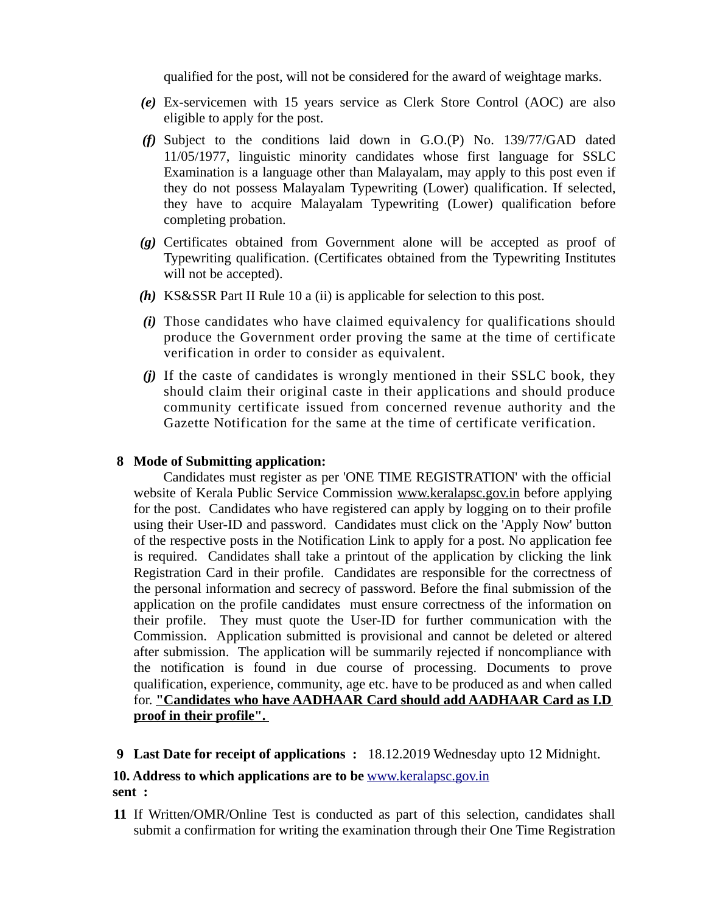qualified for the post, will not be considered for the award of weightage marks.

*(e)* Ex-servicemen with 15 years service as Clerk Store Control (AOC) are also eligible to apply for the post.

*(f)* Subject to the conditions laid down in G.O.(P) No. 139/77/GAD dated 11/05/1977, linguistic minority candidates whose first language for SSLC Examination is a language other than Malayalam, may apply to this post even if they do not possess Malayalam Typewriting (Lower) qualification. If selected, they have to acquire Malayalam Typewriting (Lower) qualification before completing probation.

*(g)* Certificates obtained from Government alone will be accepted as proof of Typewriting qualification. (Certificates obtained from the Typewriting Institutes will not be accepted).

*(h)* KS&SSR Part II Rule 10 a (ii) is applicable for selection to this post.

*(i)* Those candidates who have claimed equivalency for qualifications should produce the Government order proving the same at the time of certificate verification in order to consider as equivalent.

*(j)* If the caste of candidates is wrongly mentioned in their SSLC book, they should claim their original caste in their applications and should produce community certificate issued from concerned revenue authority and the Gazette Notification for the same at the time of certificate verification.

**8 Mode of Submitting application:**

Candidates must register as per 'ONE TIME REGISTRATION' with the official website of Kerala Public Service Commission www.keralapsc.gov.in before applying for the post. Candidates who have registered can apply by logging on to their profile using their User-ID and password. Candidates must click on the 'Apply Now' button of the respective posts in the Notification Link to apply for a post. No application fee is required. Candidates shall take a printout of the application by clicking the link Registration Card in their profile. Candidates are responsible for the correctness of the personal information and secrecy of password. Before the final submission of the application on the profile candidates must ensure correctness of the information on their profile. They must quote the User-ID for further communication with the Commission. Application submitted is provisional and cannot be deleted or altered after submission. The application will be summarily rejected if noncompliance with the notification is found in due course of processing. Documents to prove qualification, experience, community, age etc. have to be produced as and when called for. **"Candidates who have AADHAAR Card should add AADHAAR Card as I.D proof in their profile".**

**9 Last Date for receipt of applications :** 18.12.2019 Wednesday upto 12 Midnight.

**10. Address to which applications are to be sent :** www.keralapsc.gov.in

**11** If Written/OMR/Online Test is conducted as part of this selection, candidates shall submit a confirmation for writing the examination through their One Time Registration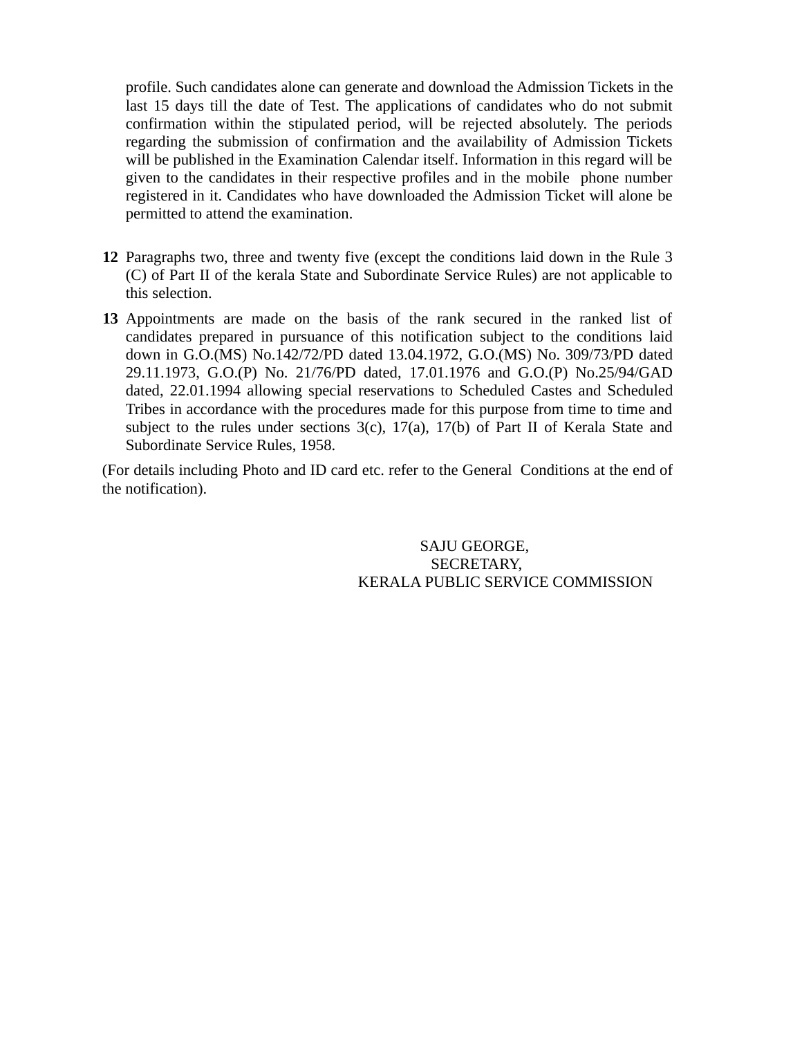profile. Such candidates alone can generate and download the Admission Tickets in the last 15 days till the date of Test. The applications of candidates who do not submit confirmation within the stipulated period, will be rejected absolutely. The periods regarding the submission of confirmation and the availability of Admission Tickets will be published in the Examination Calendar itself. Information in this regard will be given to the candidates in their respective profiles and in the mobile phone number registered in it. Candidates who have downloaded the Admission Ticket will alone be permitted to attend the examination.

**12** Paragraphs two, three and twenty five (except the conditions laid down in the Rule 3 (C) of Part II of the kerala State and Subordinate Service Rules) are not applicable to this selection.

**13** Appointments are made on the basis of the rank secured in the ranked list of candidates prepared in pursuance of this notification subject to the conditions laid down in G.O.(MS) No.142/72/PD dated 13.04.1972, G.O.(MS) No. 309/73/PD dated 29.11.1973, G.O.(P) No. 21/76/PD dated, 17.01.1976 and G.O.(P) No.25/94/GAD dated, 22.01.1994 allowing special reservations to Scheduled Castes and Scheduled Tribes in accordance with the procedures made for this purpose from time to time and subject to the rules under sections 3(c), 17(a), 17(b) of Part II of Kerala State and Subordinate Service Rules, 1958.

(For details including Photo and ID card etc. refer to the General Conditions at the end of the notification).

SAJU GEORGE,
SECRETARY,
KERALA PUBLIC SERVICE COMMISSION